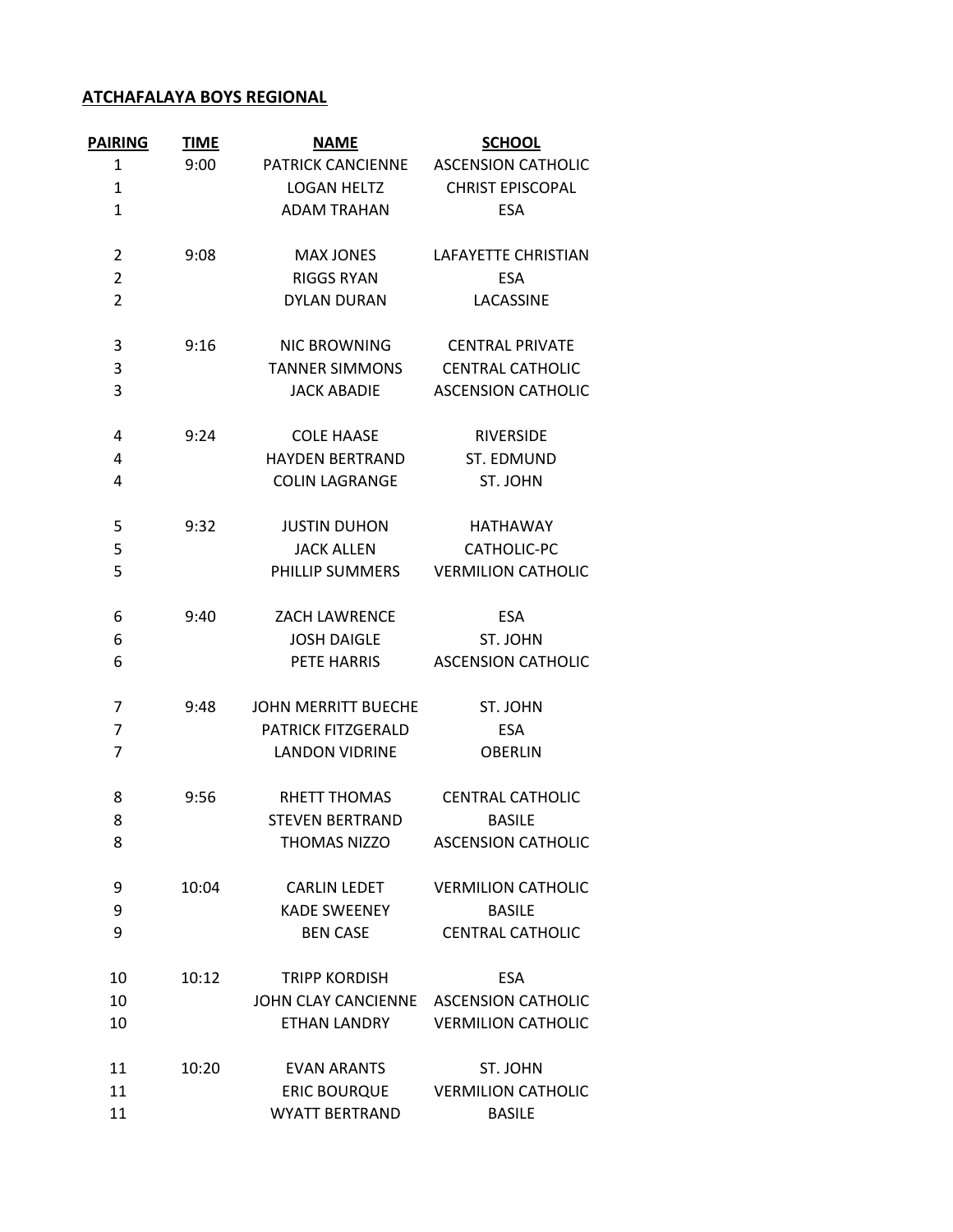**ATCHAFALAYA BOYS REGIONAL**

| PAIRING | TIME | NAME | SCHOOL |
|---|---|---|---|
| 1 | 9:00 | PATRICK CANCIENNE | ASCENSION CATHOLIC |
| 1 | | LOGAN HELTZ | CHRIST EPISCOPAL |
| 1 | | ADAM TRAHAN | ESA |
| 2 | 9:08 | MAX JONES | LAFAYETTE CHRISTIAN |
| 2 | | RIGGS RYAN | ESA |
| 2 | | DYLAN DURAN | LACASSINE |
| 3 | 9:16 | NIC BROWNING | CENTRAL PRIVATE |
| 3 | | TANNER SIMMONS | CENTRAL CATHOLIC |
| 3 | | JACK ABADIE | ASCENSION CATHOLIC |
| 4 | 9:24 | COLE HAASE | RIVERSIDE |
| 4 | | HAYDEN BERTRAND | ST. EDMUND |
| 4 | | COLIN LAGRANGE | ST. JOHN |
| 5 | 9:32 | JUSTIN DUHON | HATHAWAY |
| 5 | | JACK ALLEN | CATHOLIC-PC |
| 5 | | PHILLIP SUMMERS | VERMILION CATHOLIC |
| 6 | 9:40 | ZACH LAWRENCE | ESA |
| 6 | | JOSH DAIGLE | ST. JOHN |
| 6 | | PETE HARRIS | ASCENSION CATHOLIC |
| 7 | 9:48 | JOHN MERRITT BUECHE | ST. JOHN |
| 7 | | PATRICK FITZGERALD | ESA |
| 7 | | LANDON VIDRINE | OBERLIN |
| 8 | 9:56 | RHETT THOMAS | CENTRAL CATHOLIC |
| 8 | | STEVEN BERTRAND | BASILE |
| 8 | | THOMAS NIZZO | ASCENSION CATHOLIC |
| 9 | 10:04 | CARLIN LEDET | VERMILION CATHOLIC |
| 9 | | KADE SWEENEY | BASILE |
| 9 | | BEN CASE | CENTRAL CATHOLIC |
| 10 | 10:12 | TRIPP KORDISH | ESA |
| 10 | | JOHN CLAY CANCIENNE | ASCENSION CATHOLIC |
| 10 | | ETHAN LANDRY | VERMILION CATHOLIC |
| 11 | 10:20 | EVAN ARANTS | ST. JOHN |
| 11 | | ERIC BOURQUE | VERMILION CATHOLIC |
| 11 | | WYATT BERTRAND | BASILE |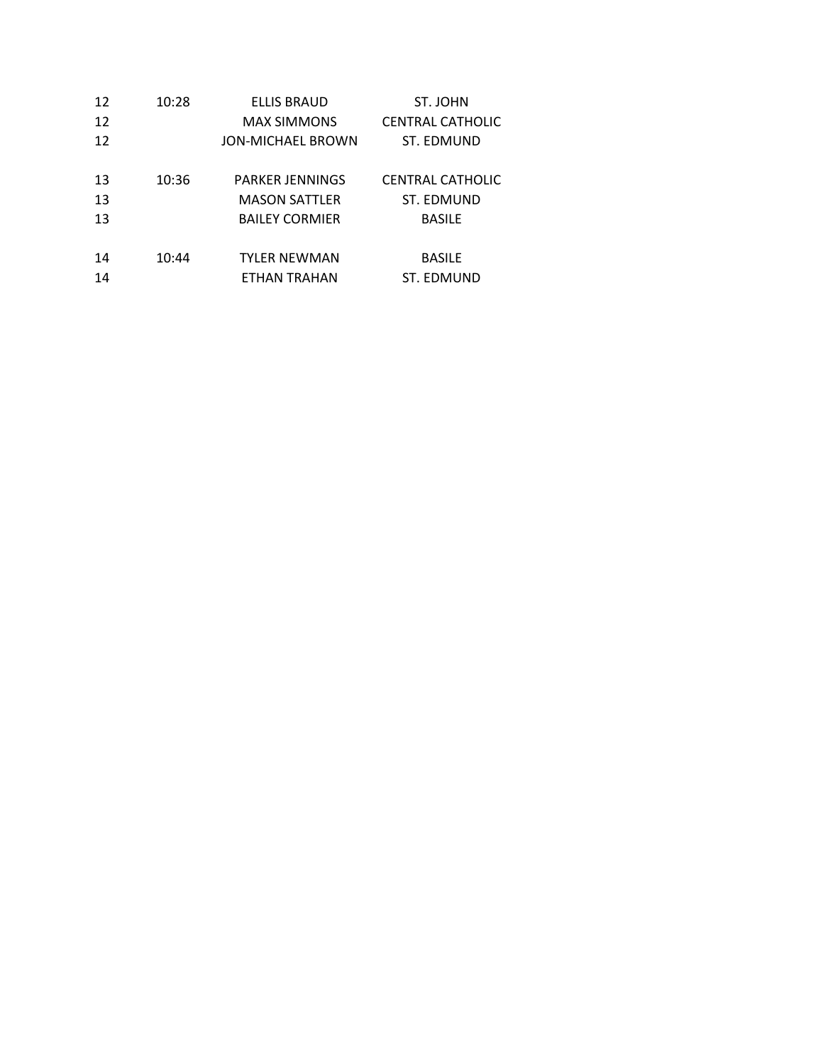| | | | |
|---|---|---|---|
| 12 | 10:28 | ELLIS BRAUD | ST. JOHN |
| 12 | | MAX SIMMONS | CENTRAL CATHOLIC |
| 12 | | JON-MICHAEL BROWN | ST. EDMUND |
| 13 | 10:36 | PARKER JENNINGS | CENTRAL CATHOLIC |
| 13 | | MASON SATTLER | ST. EDMUND |
| 13 | | BAILEY CORMIER | BASILE |
| 14 | 10:44 | TYLER NEWMAN | BASILE |
| 14 | | ETHAN TRAHAN | ST. EDMUND |